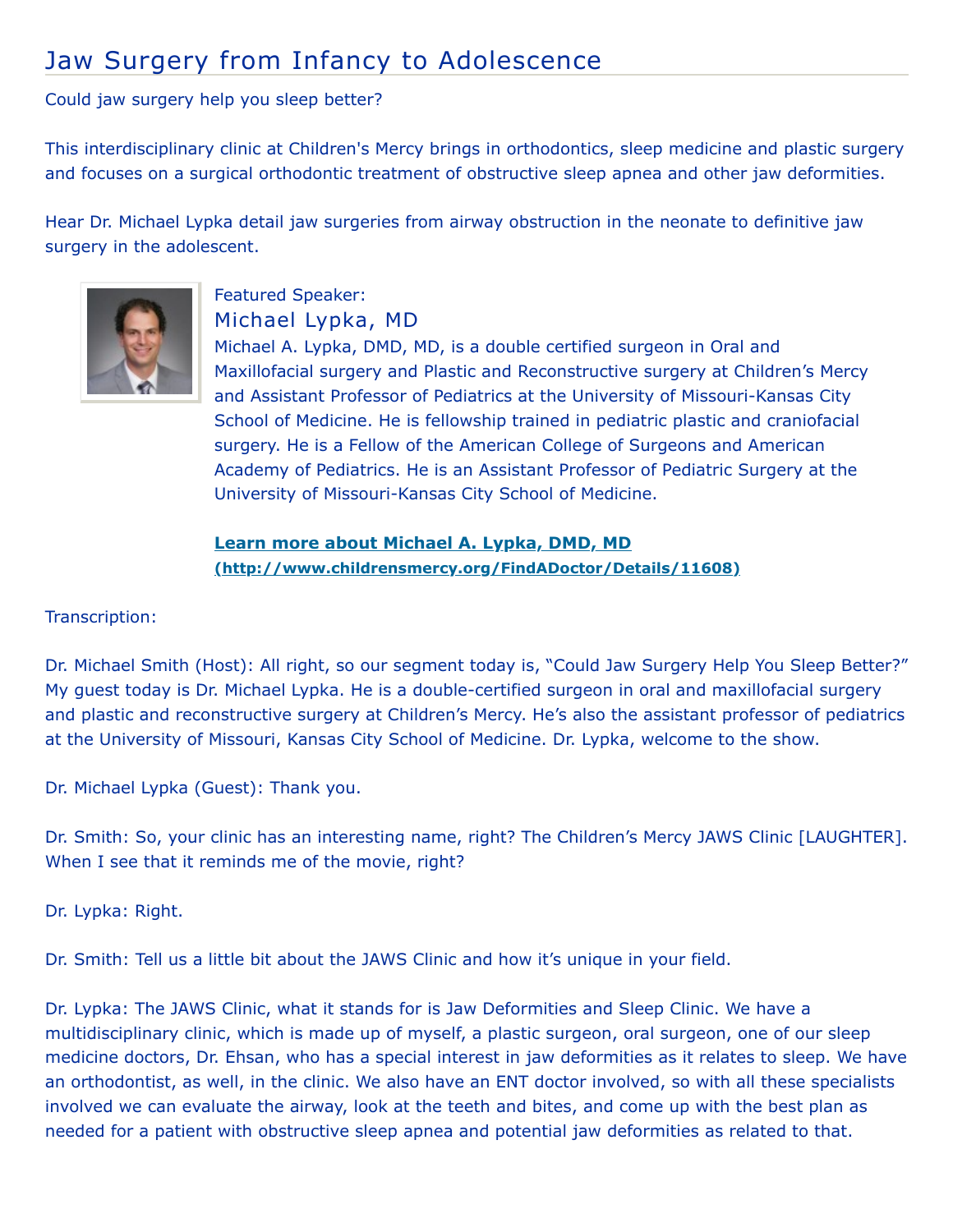# Jaw Surgery from Infancy to Adolescence

Could jaw surgery help you sleep better?

This interdisciplinary clinic at Children's Mercy brings in orthodontics, sleep medicine and plastic surgery and focuses on a surgical orthodontic treatment of obstructive sleep apnea and other jaw deformities.

Hear Dr. Michael Lypka detail jaw surgeries from airway obstruction in the neonate to definitive jaw surgery in the adolescent.

Featured Speaker:

## Michael Lypka, MD

Michael A. Lypka, DMD, MD, is a double certified surgeon in Oral and Maxillofacial surgery and Plastic and Reconstructive surgery at Children's Mercy and Assistant Professor of Pediatrics at the University of Missouri-Kansas City School of Medicine. He is fellowship trained in pediatric plastic and craniofacial surgery. He is a Fellow of the American College of Surgeons and American Academy of Pediatrics. He is an Assistant Professor of Pediatric Surgery at the University of Missouri-Kansas City School of Medicine.

**[Learn more about Michael A. Lypka, DMD, MD (http://www.childrensmercy.org/FindADoctor/Details/11608)](http://www.childrensmercy.org/FindADoctor/Details/11608)**

Transcription:

Dr. Michael Smith (Host): All right, so our segment today is, "Could Jaw Surgery Help You Sleep Better?" My guest today is Dr. Michael Lypka. He is a double-certified surgeon in oral and maxillofacial surgery and plastic and reconstructive surgery at Children's Mercy. He's also the assistant professor of pediatrics at the University of Missouri, Kansas City School of Medicine. Dr. Lypka, welcome to the show.

Dr. Michael Lypka (Guest): Thank you.

Dr. Smith: So, your clinic has an interesting name, right? The Children's Mercy JAWS Clinic [LAUGHTER]. When I see that it reminds me of the movie, right?

Dr. Lypka: Right.

Dr. Smith: Tell us a little bit about the JAWS Clinic and how it's unique in your field.

Dr. Lypka: The JAWS Clinic, what it stands for is Jaw Deformities and Sleep Clinic. We have a multidisciplinary clinic, which is made up of myself, a plastic surgeon, oral surgeon, one of our sleep medicine doctors, Dr. Ehsan, who has a special interest in jaw deformities as it relates to sleep. We have an orthodontist, as well, in the clinic. We also have an ENT doctor involved, so with all these specialists involved we can evaluate the airway, look at the teeth and bites, and come up with the best plan as needed for a patient with obstructive sleep apnea and potential jaw deformities as related to that.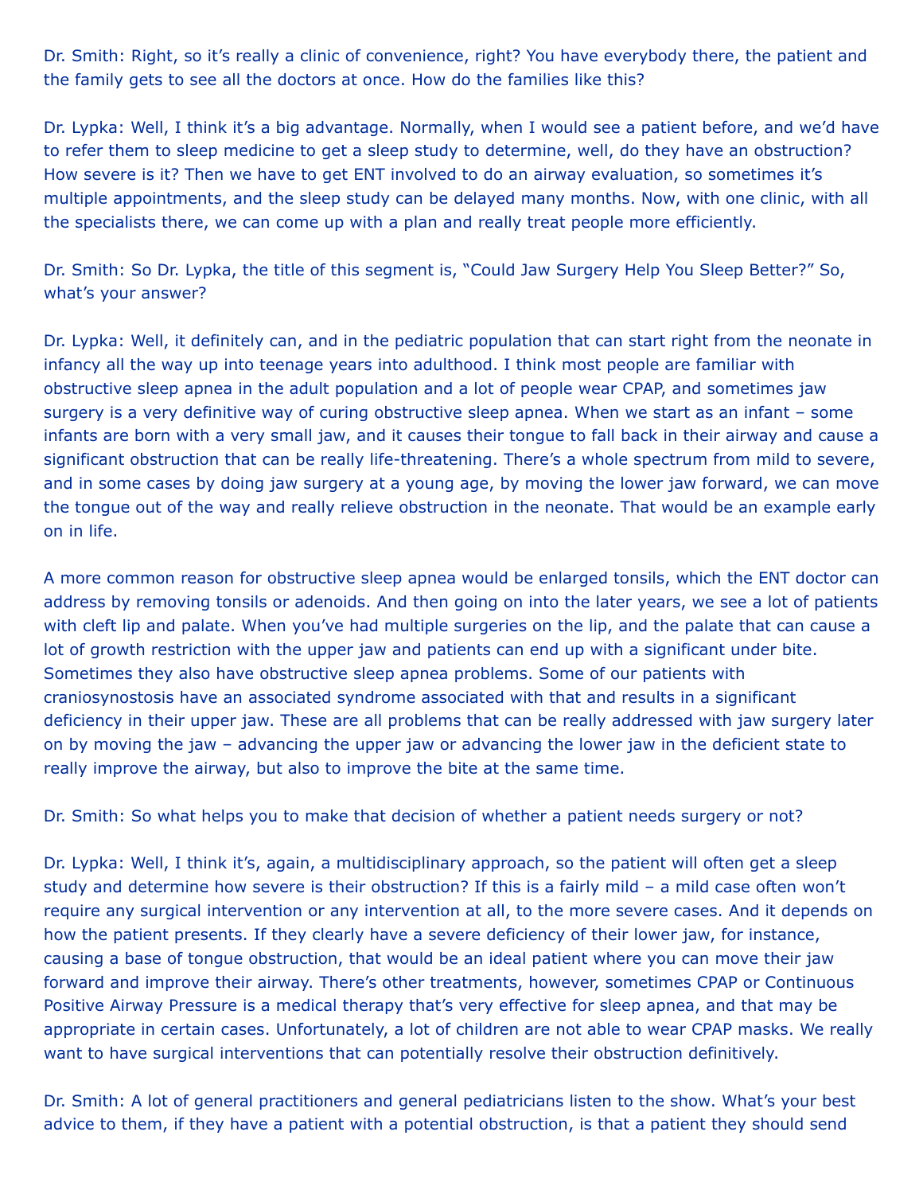Dr. Smith: Right, so it's really a clinic of convenience, right? You have everybody there, the patient and the family gets to see all the doctors at once. How do the families like this?

Dr. Lypka: Well, I think it's a big advantage. Normally, when I would see a patient before, and we'd have to refer them to sleep medicine to get a sleep study to determine, well, do they have an obstruction? How severe is it? Then we have to get ENT involved to do an airway evaluation, so sometimes it's multiple appointments, and the sleep study can be delayed many months. Now, with one clinic, with all the specialists there, we can come up with a plan and really treat people more efficiently.

Dr. Smith: So Dr. Lypka, the title of this segment is, "Could Jaw Surgery Help You Sleep Better?" So, what's your answer?

Dr. Lypka: Well, it definitely can, and in the pediatric population that can start right from the neonate in infancy all the way up into teenage years into adulthood. I think most people are familiar with obstructive sleep apnea in the adult population and a lot of people wear CPAP, and sometimes jaw surgery is a very definitive way of curing obstructive sleep apnea. When we start as an infant – some infants are born with a very small jaw, and it causes their tongue to fall back in their airway and cause a significant obstruction that can be really life-threatening. There's a whole spectrum from mild to severe, and in some cases by doing jaw surgery at a young age, by moving the lower jaw forward, we can move the tongue out of the way and really relieve obstruction in the neonate. That would be an example early on in life.

A more common reason for obstructive sleep apnea would be enlarged tonsils, which the ENT doctor can address by removing tonsils or adenoids. And then going on into the later years, we see a lot of patients with cleft lip and palate. When you've had multiple surgeries on the lip, and the palate that can cause a lot of growth restriction with the upper jaw and patients can end up with a significant under bite. Sometimes they also have obstructive sleep apnea problems. Some of our patients with craniosynostosis have an associated syndrome associated with that and results in a significant deficiency in their upper jaw. These are all problems that can be really addressed with jaw surgery later on by moving the jaw – advancing the upper jaw or advancing the lower jaw in the deficient state to really improve the airway, but also to improve the bite at the same time.

Dr. Smith: So what helps you to make that decision of whether a patient needs surgery or not?

Dr. Lypka: Well, I think it's, again, a multidisciplinary approach, so the patient will often get a sleep study and determine how severe is their obstruction? If this is a fairly mild – a mild case often won't require any surgical intervention or any intervention at all, to the more severe cases. And it depends on how the patient presents. If they clearly have a severe deficiency of their lower jaw, for instance, causing a base of tongue obstruction, that would be an ideal patient where you can move their jaw forward and improve their airway. There's other treatments, however, sometimes CPAP or Continuous Positive Airway Pressure is a medical therapy that's very effective for sleep apnea, and that may be appropriate in certain cases. Unfortunately, a lot of children are not able to wear CPAP masks. We really want to have surgical interventions that can potentially resolve their obstruction definitively.

Dr. Smith: A lot of general practitioners and general pediatricians listen to the show. What's your best advice to them, if they have a patient with a potential obstruction, is that a patient they should send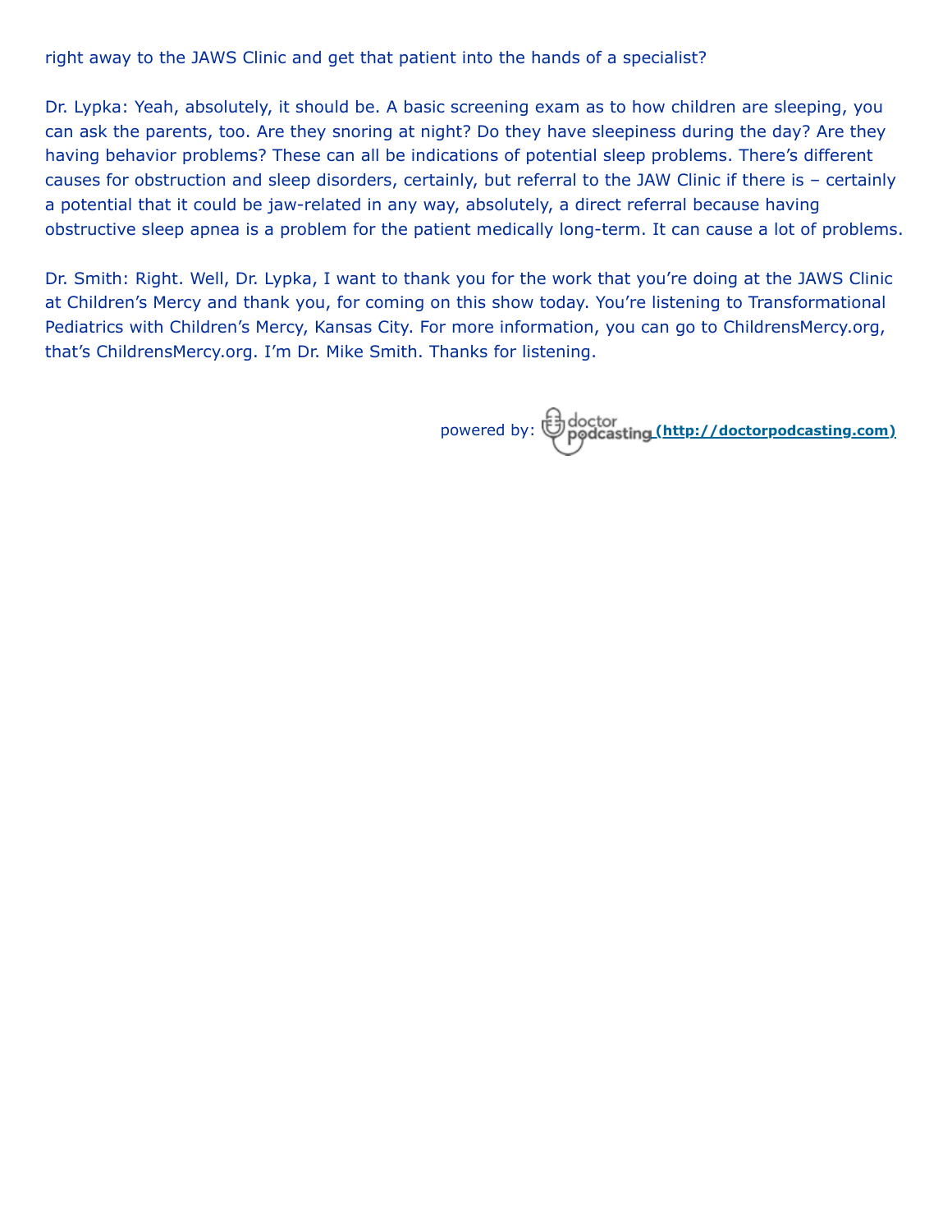right away to the JAWS Clinic and get that patient into the hands of a specialist?

Dr. Lypka: Yeah, absolutely, it should be. A basic screening exam as to how children are sleeping, you can ask the parents, too. Are they snoring at night? Do they have sleepiness during the day? Are they having behavior problems? These can all be indications of potential sleep problems. There's different causes for obstruction and sleep disorders, certainly, but referral to the JAW Clinic if there is – certainly a potential that it could be jaw-related in any way, absolutely, a direct referral because having obstructive sleep apnea is a problem for the patient medically long-term. It can cause a lot of problems.

Dr. Smith: Right. Well, Dr. Lypka, I want to thank you for the work that you're doing at the JAWS Clinic at Children's Mercy and thank you, for coming on this show today. You're listening to Transformational Pediatrics with Children's Mercy, Kansas City. For more information, you can go to ChildrensMercy.org, that's ChildrensMercy.org. I'm Dr. Mike Smith. Thanks for listening.

powered by: doctor podcasting (http://doctorpodcasting.com)